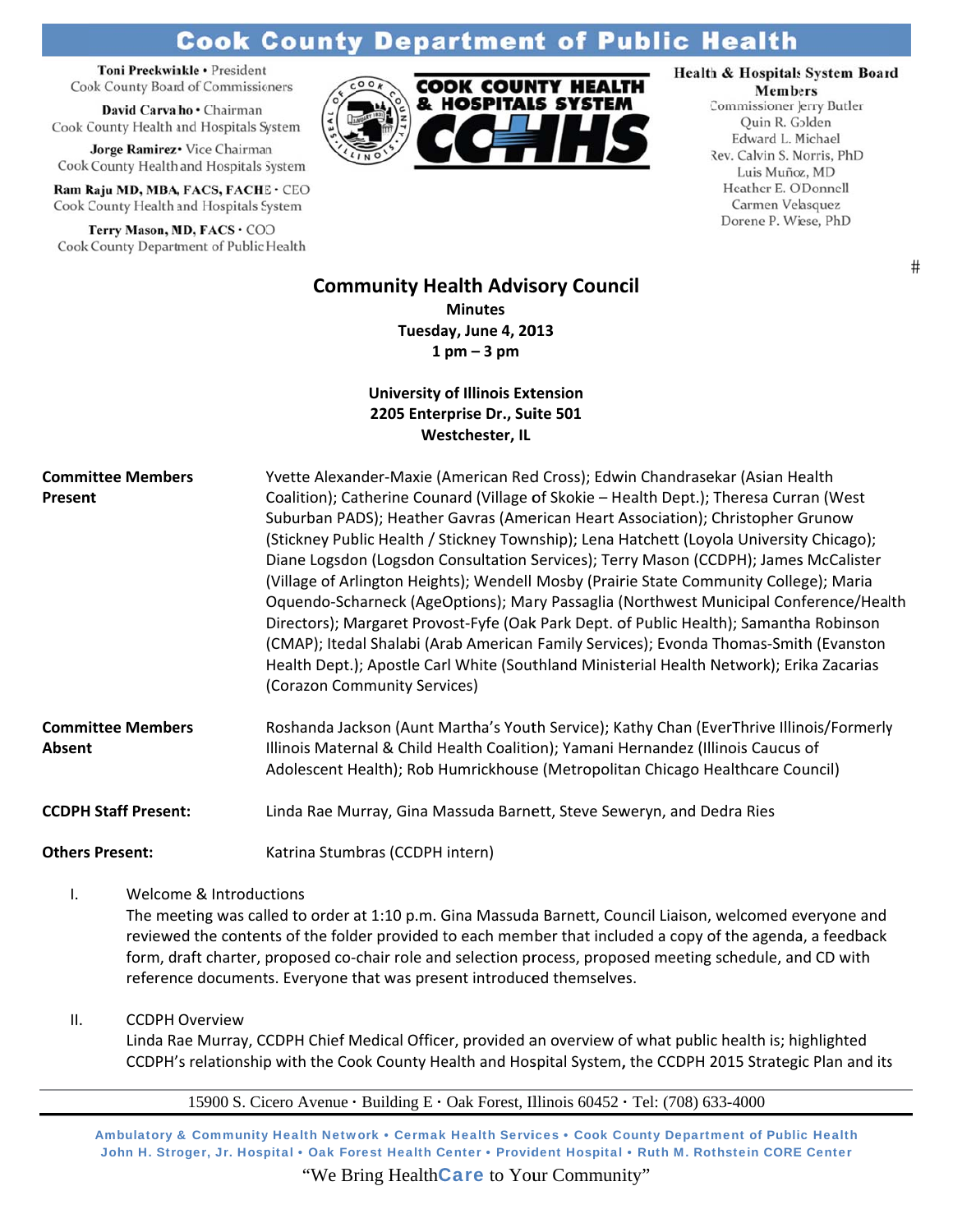# Cook County Department of Public Health

**Toni Preckwinkle** • President
Cook County Board of Commissioners

**David Carvalho** • Chairman
Cook County Health and Hospitals System

**Jorge Ramirez** • Vice Chairman
Cook County Health and Hospitals System

**Ram Raju MD, MBA, FACS, FACHE** • CEO
Cook County Health and Hospitals System

**Terry Mason, MD, FACS** • COO
Cook County Department of Public Health

COOK COUNTY HEALTH & HOSPITALS SYSTEM
CCHHS

**Health & Hospitals System Board Members**
Commissioner Jerry Butler
Quin R. Golden
Edward L. Michael
Rev. Calvin S. Norris, PhD
Luis Muñoz, MD
Heather E. O'Donnell
Carmen Velasquez
Dorene P. Wiese, PhD

#

## Community Health Advisory Council

**Minutes**
**Tuesday, June 4, 2013**
**1 pm – 3 pm**

**University of Illinois Extension**
**2205 Enterprise Dr., Suite 501**
**Westchester, IL**

**Committee Members Present:** Yvette Alexander-Maxie (American Red Cross); Edwin Chandrasekar (Asian Health Coalition); Catherine Counard (Village of Skokie – Health Dept.); Theresa Curran (West Suburban PADS); Heather Gavras (American Heart Association); Christopher Grunow (Stickney Public Health / Stickney Township); Lena Hatchett (Loyola University Chicago); Diane Logsdon (Logsdon Consultation Services); Terry Mason (CCDPH); James McCalister (Village of Arlington Heights); Wendell Mosby (Prairie State Community College); Maria Oquendo-Scharneck (AgeOptions); Mary Passaglia (Northwest Municipal Conference/Health Directors); Margaret Provost-Fyfe (Oak Park Dept. of Public Health); Samantha Robinson (CMAP); Itedal Shalabi (Arab American Family Services); Evonda Thomas-Smith (Evanston Health Dept.); Apostle Carl White (Southland Ministerial Health Network); Erika Zacarias (Corazon Community Services)

**Committee Members Absent:** Roshanda Jackson (Aunt Martha's Youth Service); Kathy Chan (EverThrive Illinois/Formerly Illinois Maternal & Child Health Coalition); Yamani Hernandez (Illinois Caucus of Adolescent Health); Rob Humrickhouse (Metropolitan Chicago Healthcare Council)

**CCDPH Staff Present:** Linda Rae Murray, Gina Massuda Barnett, Steve Seweryn, and Dedra Ries

**Others Present:** Katrina Stumbras (CCDPH intern)

I. Welcome & Introductions
The meeting was called to order at 1:10 p.m. Gina Massuda Barnett, Council Liaison, welcomed everyone and reviewed the contents of the folder provided to each member that included a copy of the agenda, a feedback form, draft charter, proposed co-chair role and selection process, proposed meeting schedule, and CD with reference documents. Everyone that was present introduced themselves.

II. CCDPH Overview
Linda Rae Murray, CCDPH Chief Medical Officer, provided an overview of what public health is; highlighted CCDPH's relationship with the Cook County Health and Hospital System, the CCDPH 2015 Strategic Plan and its

15900 S. Cicero Avenue · Building E · Oak Forest, Illinois 60452 · Tel: (708) 633-4000

Ambulatory & Community Health Network • Cermak Health Services • Cook County Department of Public Health
John H. Stroger, Jr. Hospital • Oak Forest Health Center • Provident Hospital • Ruth M. Rothstein CORE Center

"We Bring HealthCare to Your Community"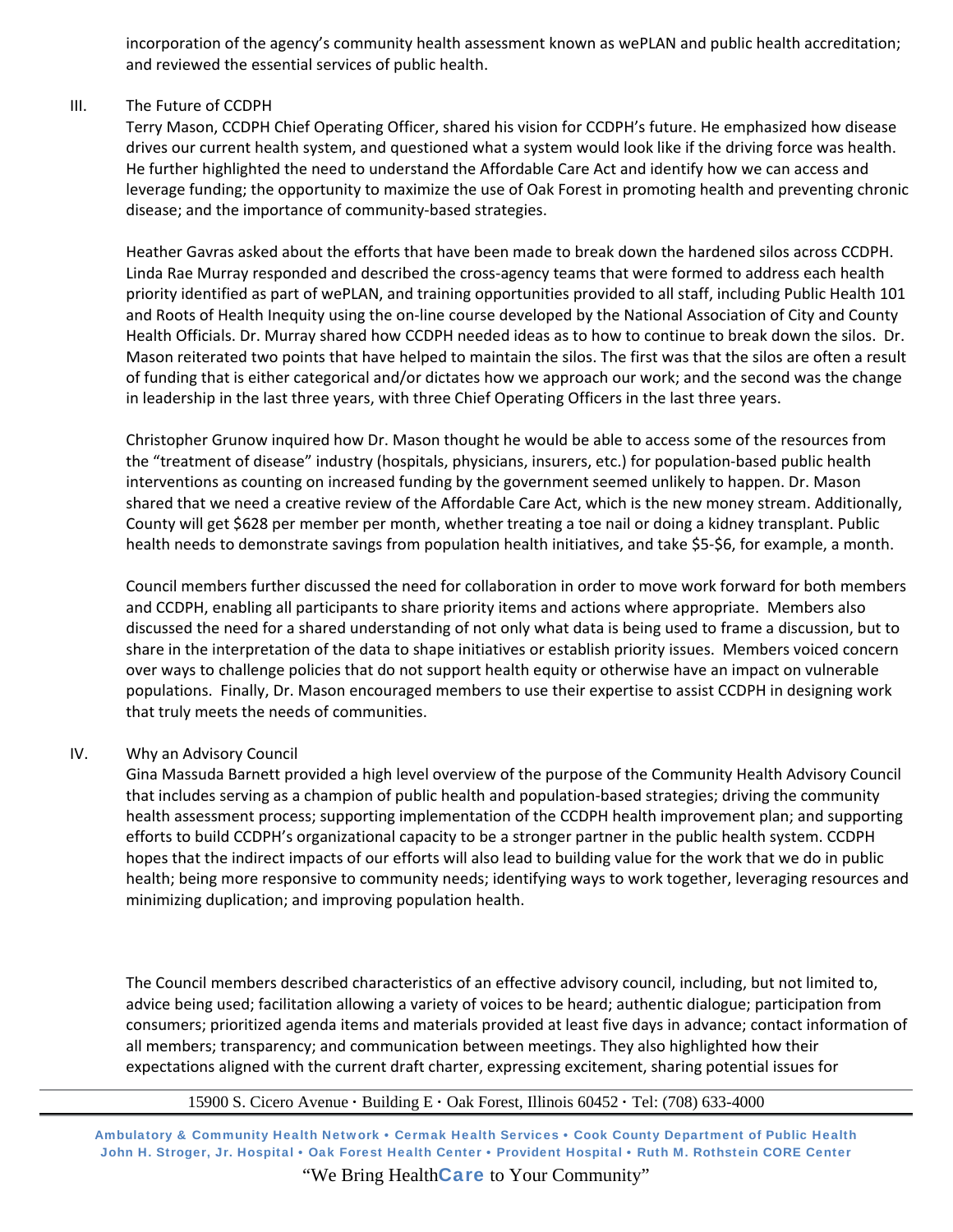incorporation of the agency's community health assessment known as wePLAN and public health accreditation; and reviewed the essential services of public health.

III. The Future of CCDPH

Terry Mason, CCDPH Chief Operating Officer, shared his vision for CCDPH's future. He emphasized how disease drives our current health system, and questioned what a system would look like if the driving force was health. He further highlighted the need to understand the Affordable Care Act and identify how we can access and leverage funding; the opportunity to maximize the use of Oak Forest in promoting health and preventing chronic disease; and the importance of community-based strategies.

Heather Gavras asked about the efforts that have been made to break down the hardened silos across CCDPH. Linda Rae Murray responded and described the cross-agency teams that were formed to address each health priority identified as part of wePLAN, and training opportunities provided to all staff, including Public Health 101 and Roots of Health Inequity using the on-line course developed by the National Association of City and County Health Officials. Dr. Murray shared how CCDPH needed ideas as to how to continue to break down the silos. Dr. Mason reiterated two points that have helped to maintain the silos. The first was that the silos are often a result of funding that is either categorical and/or dictates how we approach our work; and the second was the change in leadership in the last three years, with three Chief Operating Officers in the last three years.

Christopher Grunow inquired how Dr. Mason thought he would be able to access some of the resources from the "treatment of disease" industry (hospitals, physicians, insurers, etc.) for population-based public health interventions as counting on increased funding by the government seemed unlikely to happen. Dr. Mason shared that we need a creative review of the Affordable Care Act, which is the new money stream. Additionally, County will get $628 per member per month, whether treating a toe nail or doing a kidney transplant. Public health needs to demonstrate savings from population health initiatives, and take $5-$6, for example, a month.

Council members further discussed the need for collaboration in order to move work forward for both members and CCDPH, enabling all participants to share priority items and actions where appropriate. Members also discussed the need for a shared understanding of not only what data is being used to frame a discussion, but to share in the interpretation of the data to shape initiatives or establish priority issues. Members voiced concern over ways to challenge policies that do not support health equity or otherwise have an impact on vulnerable populations. Finally, Dr. Mason encouraged members to use their expertise to assist CCDPH in designing work that truly meets the needs of communities.

IV. Why an Advisory Council

Gina Massuda Barnett provided a high level overview of the purpose of the Community Health Advisory Council that includes serving as a champion of public health and population-based strategies; driving the community health assessment process; supporting implementation of the CCDPH health improvement plan; and supporting efforts to build CCDPH's organizational capacity to be a stronger partner in the public health system. CCDPH hopes that the indirect impacts of our efforts will also lead to building value for the work that we do in public health; being more responsive to community needs; identifying ways to work together, leveraging resources and minimizing duplication; and improving population health.

The Council members described characteristics of an effective advisory council, including, but not limited to, advice being used; facilitation allowing a variety of voices to be heard; authentic dialogue; participation from consumers; prioritized agenda items and materials provided at least five days in advance; contact information of all members; transparency; and communication between meetings. They also highlighted how their expectations aligned with the current draft charter, expressing excitement, sharing potential issues for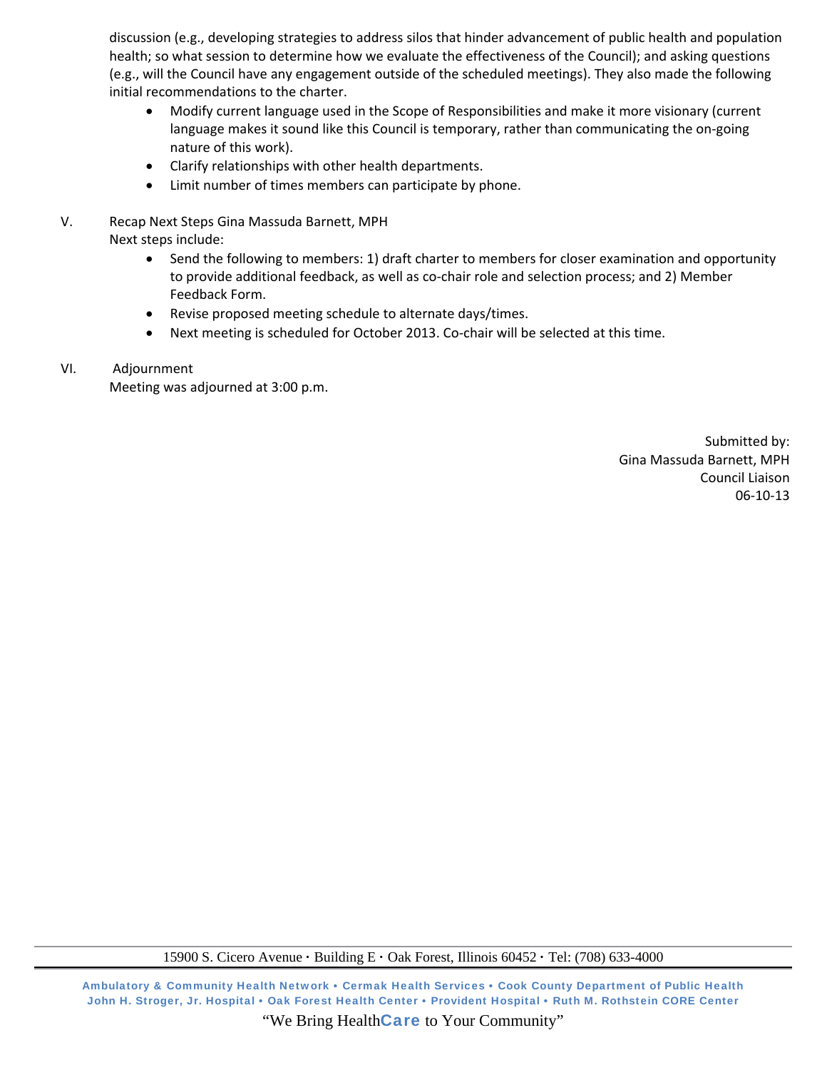discussion (e.g., developing strategies to address silos that hinder advancement of public health and population health; so what session to determine how we evaluate the effectiveness of the Council); and asking questions (e.g., will the Council have any engagement outside of the scheduled meetings). They also made the following initial recommendations to the charter.

- Modify current language used in the Scope of Responsibilities and make it more visionary (current language makes it sound like this Council is temporary, rather than communicating the on-going nature of this work).
- Clarify relationships with other health departments.
- Limit number of times members can participate by phone.

V. Recap Next Steps Gina Massuda Barnett, MPH

Next steps include:

- Send the following to members: 1) draft charter to members for closer examination and opportunity to provide additional feedback, as well as co-chair role and selection process; and 2) Member Feedback Form.
- Revise proposed meeting schedule to alternate days/times.
- Next meeting is scheduled for October 2013. Co-chair will be selected at this time.

VI. Adjournment

Meeting was adjourned at 3:00 p.m.

Submitted by:
Gina Massuda Barnett, MPH
Council Liaison
06-10-13

15900 S. Cicero Avenue · Building E · Oak Forest, Illinois 60452 · Tel: (708) 633-4000

Ambulatory & Community Health Network • Cermak Health Services • Cook County Department of Public Health
John H. Stroger, Jr. Hospital • Oak Forest Health Center • Provident Hospital • Ruth M. Rothstein CORE Center

"We Bring HealthCare to Your Community"